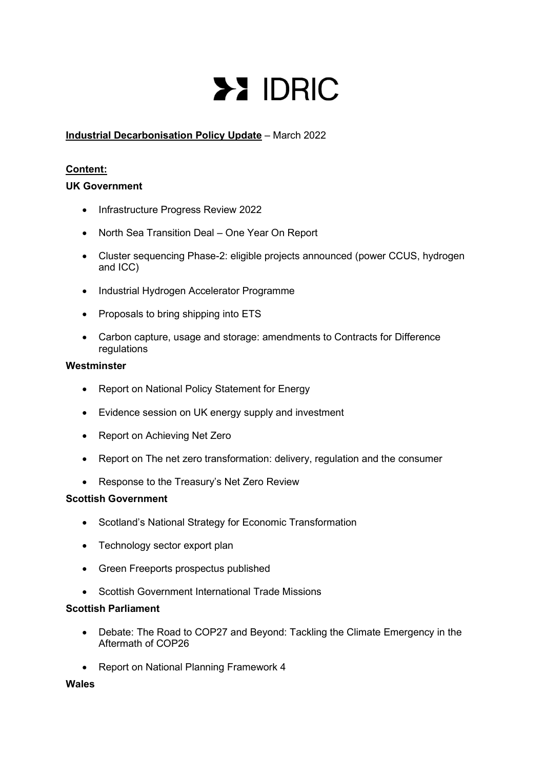# IDRIC

**Industrial Decarbonisation Policy Update** – March 2022

**Content:**

**UK Government**

- Infrastructure Progress Review 2022
- North Sea Transition Deal – One Year On Report
- Cluster sequencing Phase-2: eligible projects announced (power CCUS, hydrogen and ICC)
- Industrial Hydrogen Accelerator Programme
- Proposals to bring shipping into ETS
- Carbon capture, usage and storage: amendments to Contracts for Difference regulations

**Westminster**

- Report on National Policy Statement for Energy
- Evidence session on UK energy supply and investment
- Report on Achieving Net Zero
- Report on The net zero transformation: delivery, regulation and the consumer
- Response to the Treasury's Net Zero Review

**Scottish Government**

- Scotland's National Strategy for Economic Transformation
- Technology sector export plan
- Green Freeports prospectus published
- Scottish Government International Trade Missions

**Scottish Parliament**

- Debate: The Road to COP27 and Beyond: Tackling the Climate Emergency in the Aftermath of COP26
- Report on National Planning Framework 4

**Wales**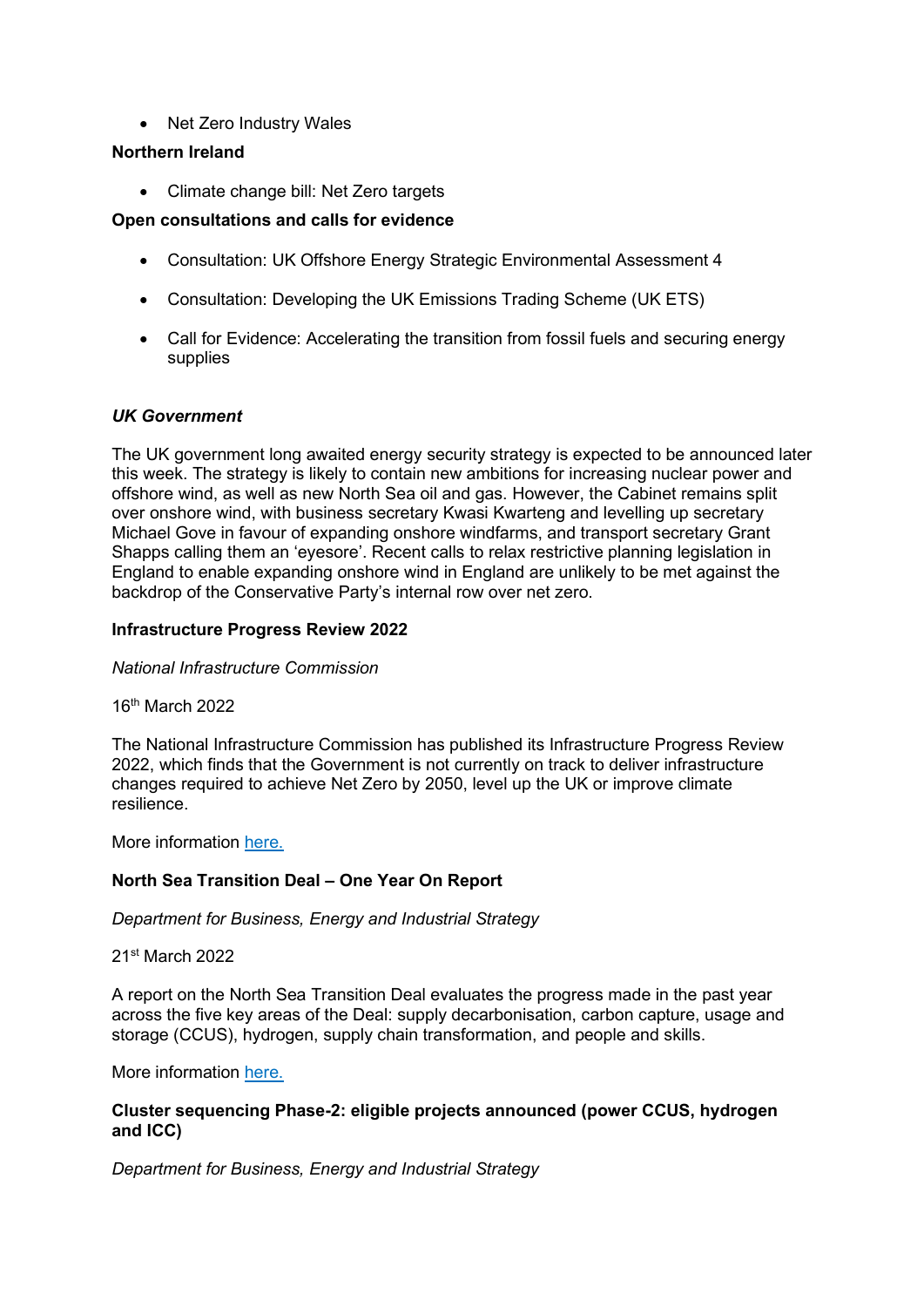- Net Zero Industry Wales

**Northern Ireland**

- Climate change bill: Net Zero targets

**Open consultations and calls for evidence**

- Consultation: UK Offshore Energy Strategic Environmental Assessment 4
- Consultation: Developing the UK Emissions Trading Scheme (UK ETS)
- Call for Evidence: Accelerating the transition from fossil fuels and securing energy supplies

***UK Government***

The UK government long awaited energy security strategy is expected to be announced later this week. The strategy is likely to contain new ambitions for increasing nuclear power and offshore wind, as well as new North Sea oil and gas. However, the Cabinet remains split over onshore wind, with business secretary Kwasi Kwarteng and levelling up secretary Michael Gove in favour of expanding onshore windfarms, and transport secretary Grant Shapps calling them an 'eyesore'. Recent calls to relax restrictive planning legislation in England to enable expanding onshore wind in England are unlikely to be met against the backdrop of the Conservative Party's internal row over net zero.

**Infrastructure Progress Review 2022**

*National Infrastructure Commission*

16th March 2022

The National Infrastructure Commission has published its Infrastructure Progress Review 2022, which finds that the Government is not currently on track to deliver infrastructure changes required to achieve Net Zero by 2050, level up the UK or improve climate resilience.

More information here.

**North Sea Transition Deal – One Year On Report**

*Department for Business, Energy and Industrial Strategy*

21st March 2022

A report on the North Sea Transition Deal evaluates the progress made in the past year across the five key areas of the Deal: supply decarbonisation, carbon capture, usage and storage (CCUS), hydrogen, supply chain transformation, and people and skills.

More information here.

**Cluster sequencing Phase-2: eligible projects announced (power CCUS, hydrogen and ICC)**

*Department for Business, Energy and Industrial Strategy*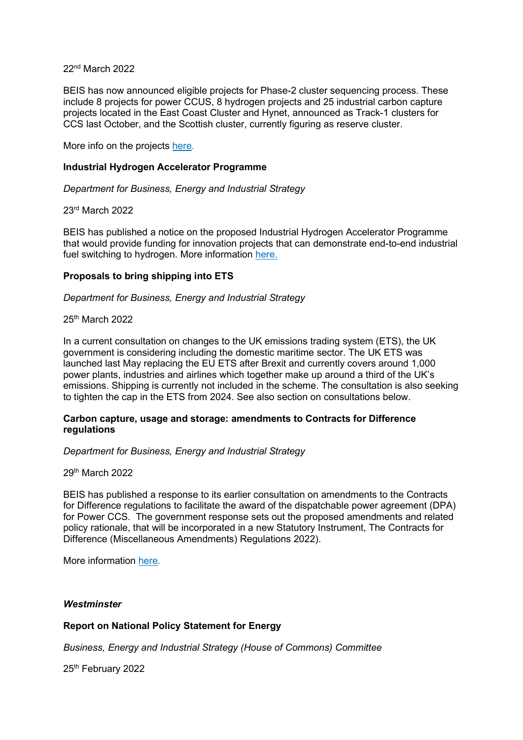22nd March 2022

BEIS has now announced eligible projects for Phase-2 cluster sequencing process. These include 8 projects for power CCUS, 8 hydrogen projects and 25 industrial carbon capture projects located in the East Coast Cluster and Hynet, announced as Track-1 clusters for CCS last October, and the Scottish cluster, currently figuring as reserve cluster.

More info on the projects here.

**Industrial Hydrogen Accelerator Programme**

*Department for Business, Energy and Industrial Strategy*

23rd March 2022

BEIS has published a notice on the proposed Industrial Hydrogen Accelerator Programme that would provide funding for innovation projects that can demonstrate end-to-end industrial fuel switching to hydrogen. More information here.

**Proposals to bring shipping into ETS**

*Department for Business, Energy and Industrial Strategy*

25th March 2022

In a current consultation on changes to the UK emissions trading system (ETS), the UK government is considering including the domestic maritime sector. The UK ETS was launched last May replacing the EU ETS after Brexit and currently covers around 1,000 power plants, industries and airlines which together make up around a third of the UK's emissions. Shipping is currently not included in the scheme. The consultation is also seeking to tighten the cap in the ETS from 2024. See also section on consultations below.

**Carbon capture, usage and storage: amendments to Contracts for Difference regulations**

*Department for Business, Energy and Industrial Strategy*

29th March 2022

BEIS has published a response to its earlier consultation on amendments to the Contracts for Difference regulations to facilitate the award of the dispatchable power agreement (DPA) for Power CCS. The government response sets out the proposed amendments and related policy rationale, that will be incorporated in a new Statutory Instrument, The Contracts for Difference (Miscellaneous Amendments) Regulations 2022).

More information here.

***Westminster***

**Report on National Policy Statement for Energy**

*Business, Energy and Industrial Strategy (House of Commons) Committee*

25th February 2022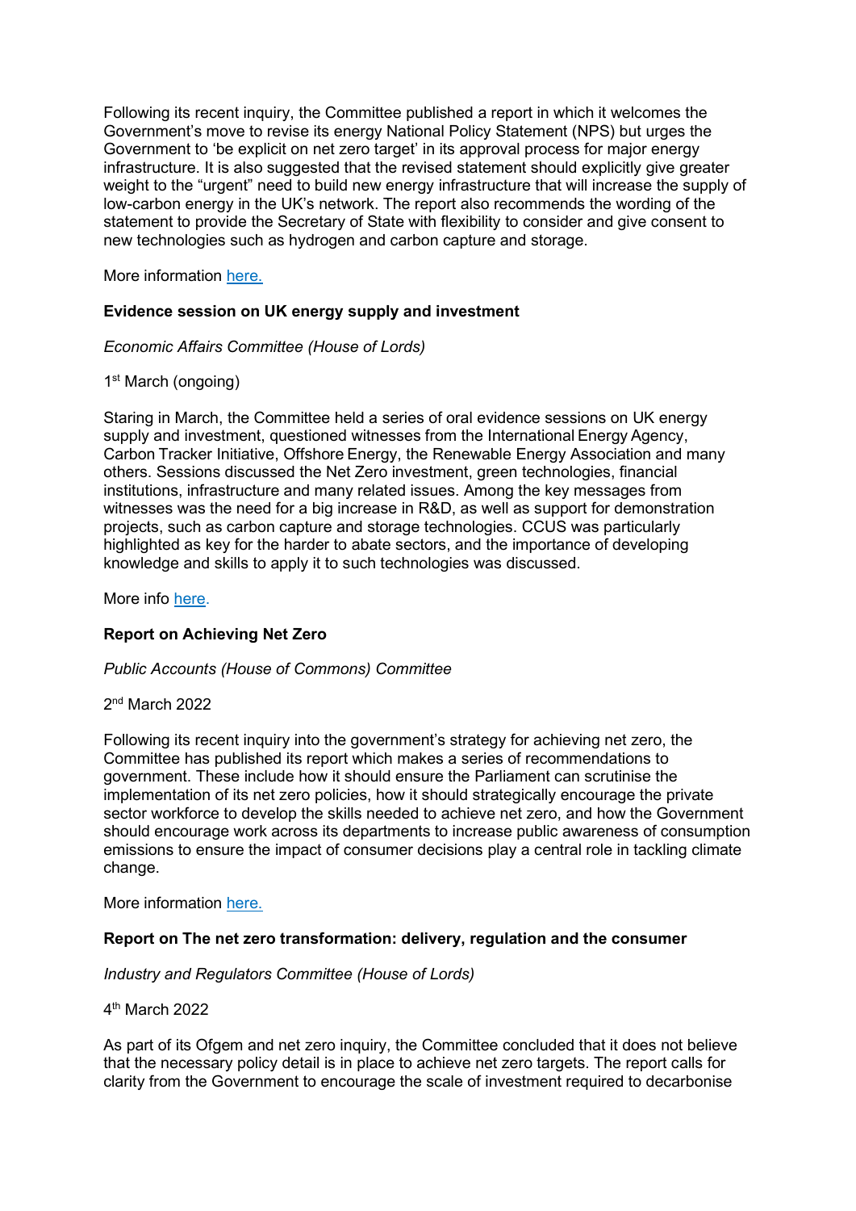Following its recent inquiry, the Committee published a report in which it welcomes the Government's move to revise its energy National Policy Statement (NPS) but urges the Government to 'be explicit on net zero target' in its approval process for major energy infrastructure. It is also suggested that the revised statement should explicitly give greater weight to the "urgent" need to build new energy infrastructure that will increase the supply of low-carbon energy in the UK's network. The report also recommends the wording of the statement to provide the Secretary of State with flexibility to consider and give consent to new technologies such as hydrogen and carbon capture and storage.

More information [here.]

**Evidence session on UK energy supply and investment**

*Economic Affairs Committee (House of Lords)*

1st March (ongoing)

Staring in March, the Committee held a series of oral evidence sessions on UK energy supply and investment, questioned witnesses from the International Energy Agency, Carbon Tracker Initiative, Offshore Energy, the Renewable Energy Association and many others. Sessions discussed the Net Zero investment, green technologies, financial institutions, infrastructure and many related issues. Among the key messages from witnesses was the need for a big increase in R&D, as well as support for demonstration projects, such as carbon capture and storage technologies. CCUS was particularly highlighted as key for the harder to abate sectors, and the importance of developing knowledge and skills to apply it to such technologies was discussed.

More info [here].

**Report on Achieving Net Zero**

*Public Accounts (House of Commons) Committee*

2nd March 2022

Following its recent inquiry into the government's strategy for achieving net zero, the Committee has published its report which makes a series of recommendations to government. These include how it should ensure the Parliament can scrutinise the implementation of its net zero policies, how it should strategically encourage the private sector workforce to develop the skills needed to achieve net zero, and how the Government should encourage work across its departments to increase public awareness of consumption emissions to ensure the impact of consumer decisions play a central role in tackling climate change.

More information [here.]

**Report on The net zero transformation: delivery, regulation and the consumer**

*Industry and Regulators Committee (House of Lords)*

4th March 2022

As part of its Ofgem and net zero inquiry, the Committee concluded that it does not believe that the necessary policy detail is in place to achieve net zero targets. The report calls for clarity from the Government to encourage the scale of investment required to decarbonise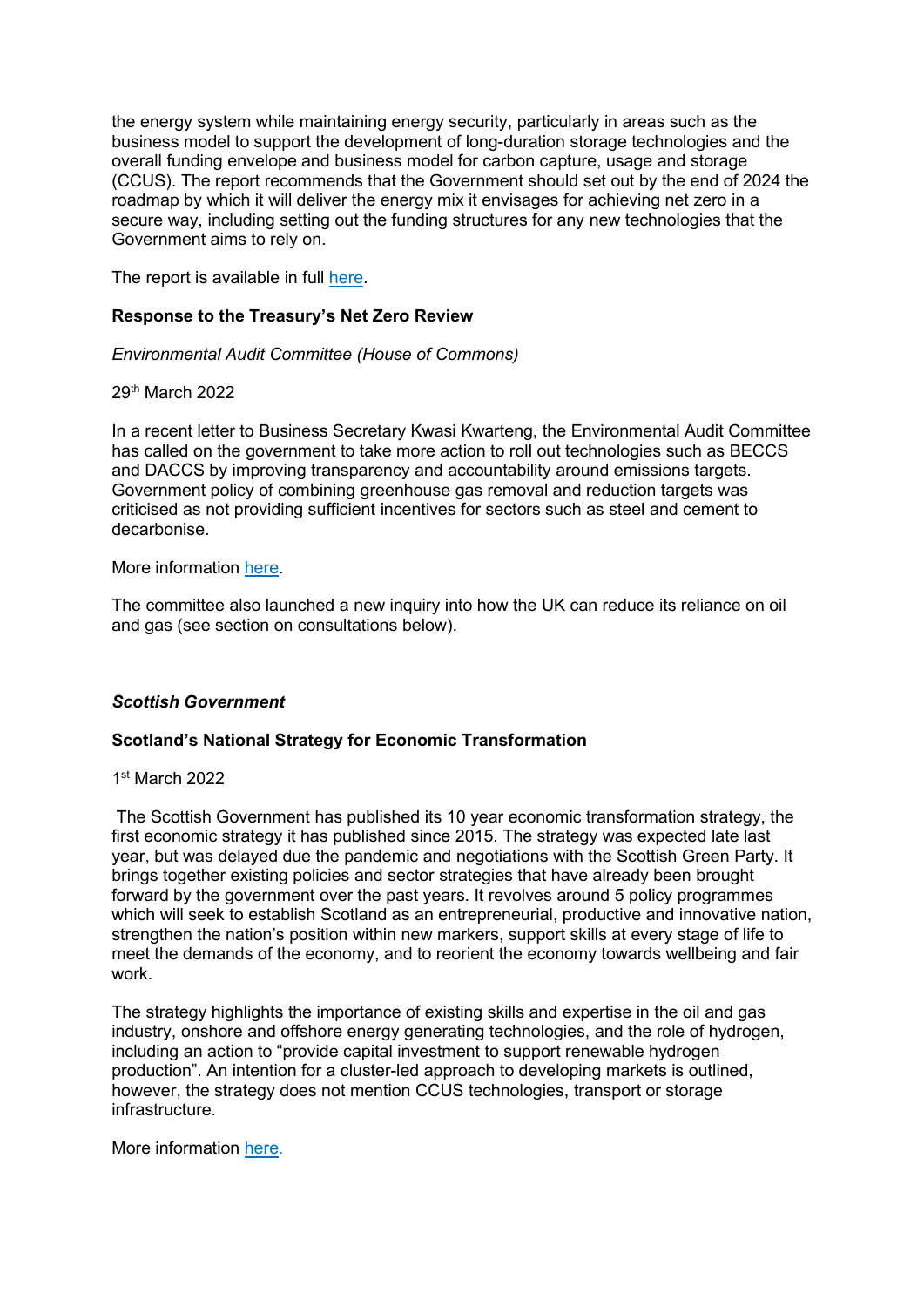the energy system while maintaining energy security, particularly in areas such as the business model to support the development of long-duration storage technologies and the overall funding envelope and business model for carbon capture, usage and storage (CCUS). The report recommends that the Government should set out by the end of 2024 the roadmap by which it will deliver the energy mix it envisages for achieving net zero in a secure way, including setting out the funding structures for any new technologies that the Government aims to rely on.

The report is available in full [here](#).

**Response to the Treasury's Net Zero Review**

*Environmental Audit Committee (House of Commons)*

29th March 2022

In a recent letter to Business Secretary Kwasi Kwarteng, the Environmental Audit Committee has called on the government to take more action to roll out technologies such as BECCS and DACCS by improving transparency and accountability around emissions targets. Government policy of combining greenhouse gas removal and reduction targets was criticised as not providing sufficient incentives for sectors such as steel and cement to decarbonise.

More information [here](#).

The committee also launched a new inquiry into how the UK can reduce its reliance on oil and gas (see section on consultations below).

***Scottish Government***

**Scotland's National Strategy for Economic Transformation**

1st March 2022

The Scottish Government has published its 10 year economic transformation strategy, the first economic strategy it has published since 2015. The strategy was expected late last year, but was delayed due the pandemic and negotiations with the Scottish Green Party. It brings together existing policies and sector strategies that have already been brought forward by the government over the past years. It revolves around 5 policy programmes which will seek to establish Scotland as an entrepreneurial, productive and innovative nation, strengthen the nation's position within new markers, support skills at every stage of life to meet the demands of the economy, and to reorient the economy towards wellbeing and fair work.

The strategy highlights the importance of existing skills and expertise in the oil and gas industry, onshore and offshore energy generating technologies, and the role of hydrogen, including an action to "provide capital investment to support renewable hydrogen production". An intention for a cluster-led approach to developing markets is outlined, however, the strategy does not mention CCUS technologies, transport or storage infrastructure.

More information [here](#).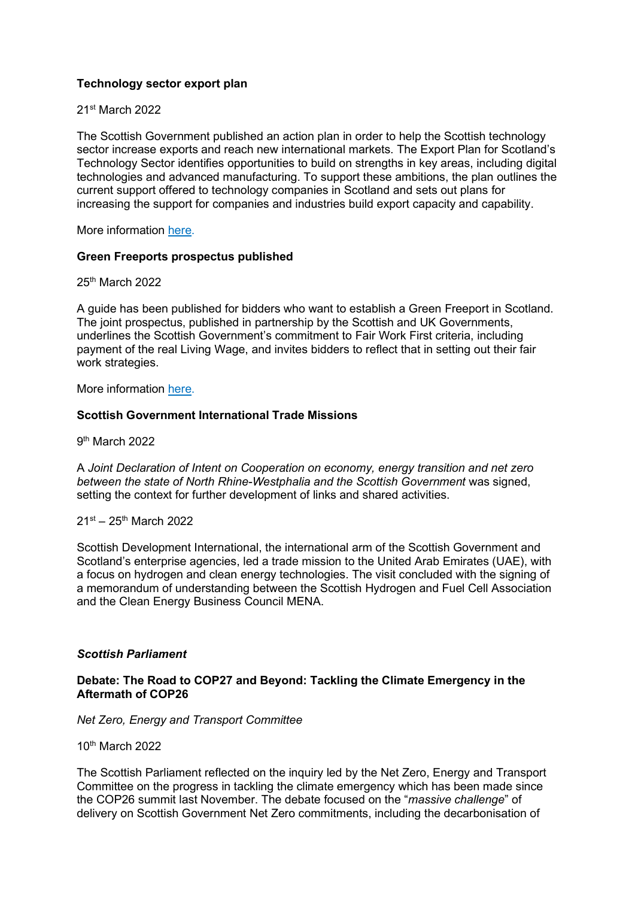**Technology sector export plan**

21st March 2022

The Scottish Government published an action plan in order to help the Scottish technology sector increase exports and reach new international markets. The Export Plan for Scotland's Technology Sector identifies opportunities to build on strengths in key areas, including digital technologies and advanced manufacturing. To support these ambitions, the plan outlines the current support offered to technology companies in Scotland and sets out plans for increasing the support for companies and industries build export capacity and capability.

More information [here.]()

**Green Freeports prospectus published**

25th March 2022

A guide has been published for bidders who want to establish a Green Freeport in Scotland. The joint prospectus, published in partnership by the Scottish and UK Governments, underlines the Scottish Government's commitment to Fair Work First criteria, including payment of the real Living Wage, and invites bidders to reflect that in setting out their fair work strategies.

More information [here.]()

**Scottish Government International Trade Missions**

9th March 2022

A *Joint Declaration of Intent on Cooperation on economy, energy transition and net zero between the state of North Rhine-Westphalia and the Scottish Government* was signed, setting the context for further development of links and shared activities.

21st – 25th March 2022

Scottish Development International, the international arm of the Scottish Government and Scotland's enterprise agencies, led a trade mission to the United Arab Emirates (UAE), with a focus on hydrogen and clean energy technologies. The visit concluded with the signing of a memorandum of understanding between the Scottish Hydrogen and Fuel Cell Association and the Clean Energy Business Council MENA.

***Scottish Parliament***

**Debate: The Road to COP27 and Beyond: Tackling the Climate Emergency in the Aftermath of COP26**

*Net Zero, Energy and Transport Committee*

10th March 2022

The Scottish Parliament reflected on the inquiry led by the Net Zero, Energy and Transport Committee on the progress in tackling the climate emergency which has been made since the COP26 summit last November. The debate focused on the "*massive challenge*" of delivery on Scottish Government Net Zero commitments, including the decarbonisation of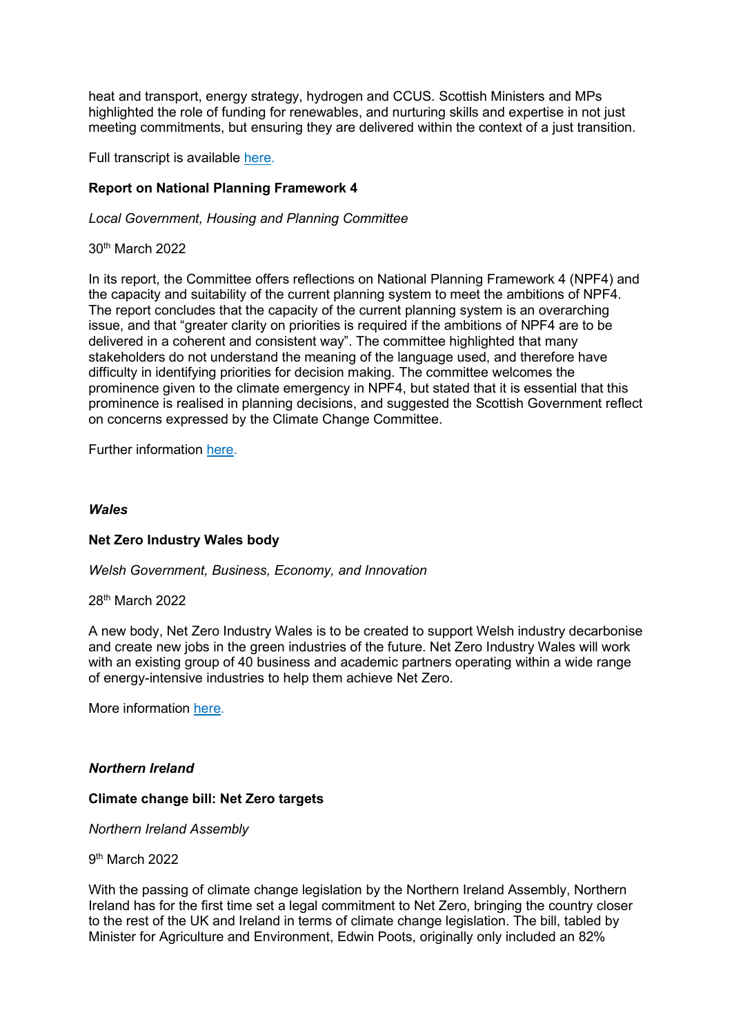heat and transport, energy strategy, hydrogen and CCUS. Scottish Ministers and MPs highlighted the role of funding for renewables, and nurturing skills and expertise in not just meeting commitments, but ensuring they are delivered within the context of a just transition.

Full transcript is available [here.]()

**Report on National Planning Framework 4**

*Local Government, Housing and Planning Committee*

30th March 2022

In its report, the Committee offers reflections on National Planning Framework 4 (NPF4) and the capacity and suitability of the current planning system to meet the ambitions of NPF4. The report concludes that the capacity of the current planning system is an overarching issue, and that "greater clarity on priorities is required if the ambitions of NPF4 are to be delivered in a coherent and consistent way". The committee highlighted that many stakeholders do not understand the meaning of the language used, and therefore have difficulty in identifying priorities for decision making. The committee welcomes the prominence given to the climate emergency in NPF4, but stated that it is essential that this prominence is realised in planning decisions, and suggested the Scottish Government reflect on concerns expressed by the Climate Change Committee.

Further information [here.]()

***Wales***

**Net Zero Industry Wales body**

*Welsh Government, Business, Economy, and Innovation*

28th March 2022

A new body, Net Zero Industry Wales is to be created to support Welsh industry decarbonise and create new jobs in the green industries of the future. Net Zero Industry Wales will work with an existing group of 40 business and academic partners operating within a wide range of energy-intensive industries to help them achieve Net Zero.

More information [here.]()

***Northern Ireland***

**Climate change bill: Net Zero targets**

*Northern Ireland Assembly*

9th March 2022

With the passing of climate change legislation by the Northern Ireland Assembly, Northern Ireland has for the first time set a legal commitment to Net Zero, bringing the country closer to the rest of the UK and Ireland in terms of climate change legislation. The bill, tabled by Minister for Agriculture and Environment, Edwin Poots, originally only included an 82%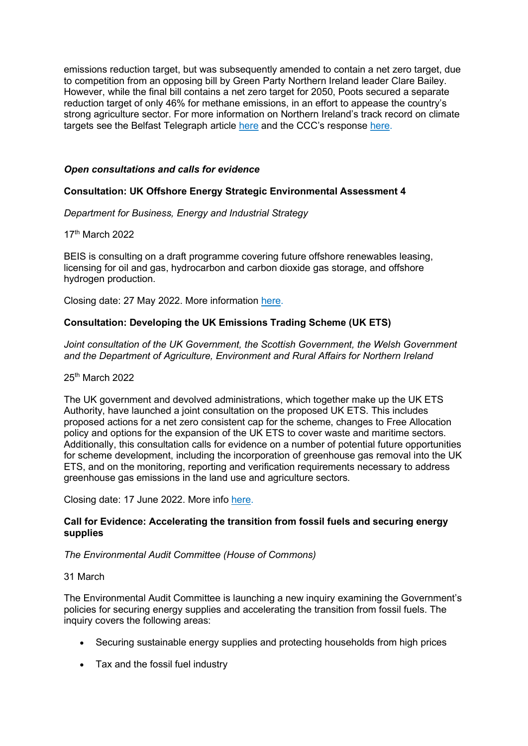emissions reduction target, but was subsequently amended to contain a net zero target, due to competition from an opposing bill by Green Party Northern Ireland leader Clare Bailey. However, while the final bill contains a net zero target for 2050, Poots secured a separate reduction target of only 46% for methane emissions, in an effort to appease the country's strong agriculture sector. For more information on Northern Ireland's track record on climate targets see the Belfast Telegraph article here and the CCC's response here.

### *Open consultations and calls for evidence*

**Consultation: UK Offshore Energy Strategic Environmental Assessment 4**

*Department for Business, Energy and Industrial Strategy*

17th March 2022

BEIS is consulting on a draft programme covering future offshore renewables leasing, licensing for oil and gas, hydrocarbon and carbon dioxide gas storage, and offshore hydrogen production.

Closing date: 27 May 2022. More information here.

**Consultation: Developing the UK Emissions Trading Scheme (UK ETS)**

*Joint consultation of the UK Government, the Scottish Government, the Welsh Government and the Department of Agriculture, Environment and Rural Affairs for Northern Ireland*

25th March 2022

The UK government and devolved administrations, which together make up the UK ETS Authority, have launched a joint consultation on the proposed UK ETS. This includes proposed actions for a net zero consistent cap for the scheme, changes to Free Allocation policy and options for the expansion of the UK ETS to cover waste and maritime sectors. Additionally, this consultation calls for evidence on a number of potential future opportunities for scheme development, including the incorporation of greenhouse gas removal into the UK ETS, and on the monitoring, reporting and verification requirements necessary to address greenhouse gas emissions in the land use and agriculture sectors.

Closing date: 17 June 2022. More info here.

**Call for Evidence: Accelerating the transition from fossil fuels and securing energy supplies**

*The Environmental Audit Committee (House of Commons)*

31 March

The Environmental Audit Committee is launching a new inquiry examining the Government's policies for securing energy supplies and accelerating the transition from fossil fuels. The inquiry covers the following areas:

- Securing sustainable energy supplies and protecting households from high prices
- Tax and the fossil fuel industry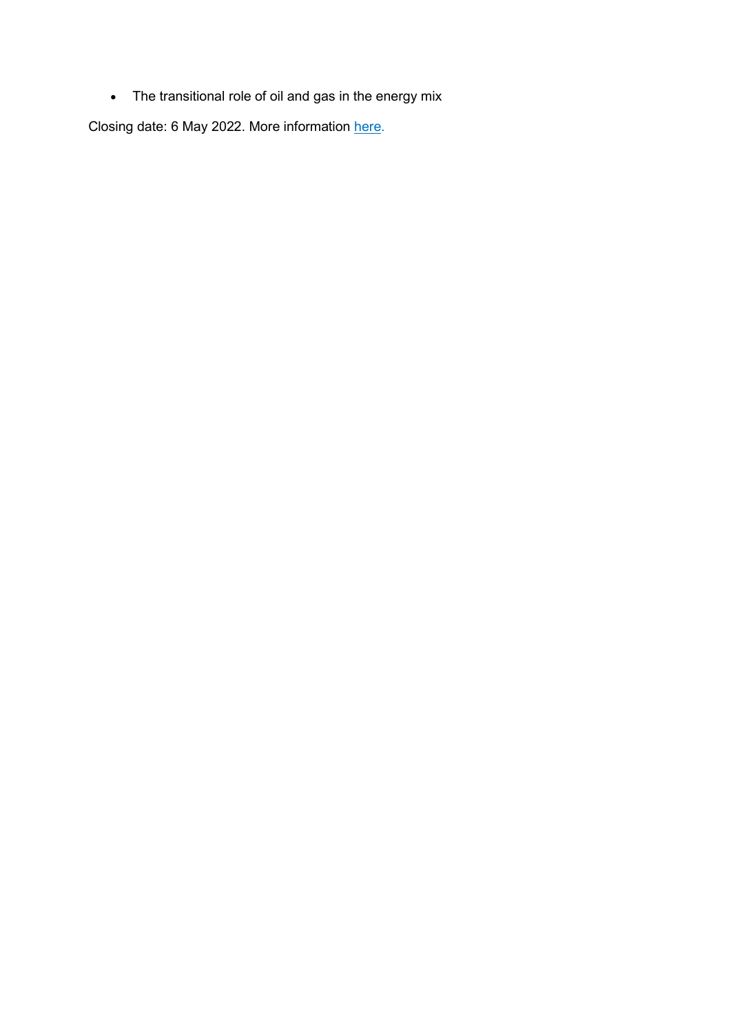- The transitional role of oil and gas in the energy mix

Closing date: 6 May 2022. More information here.